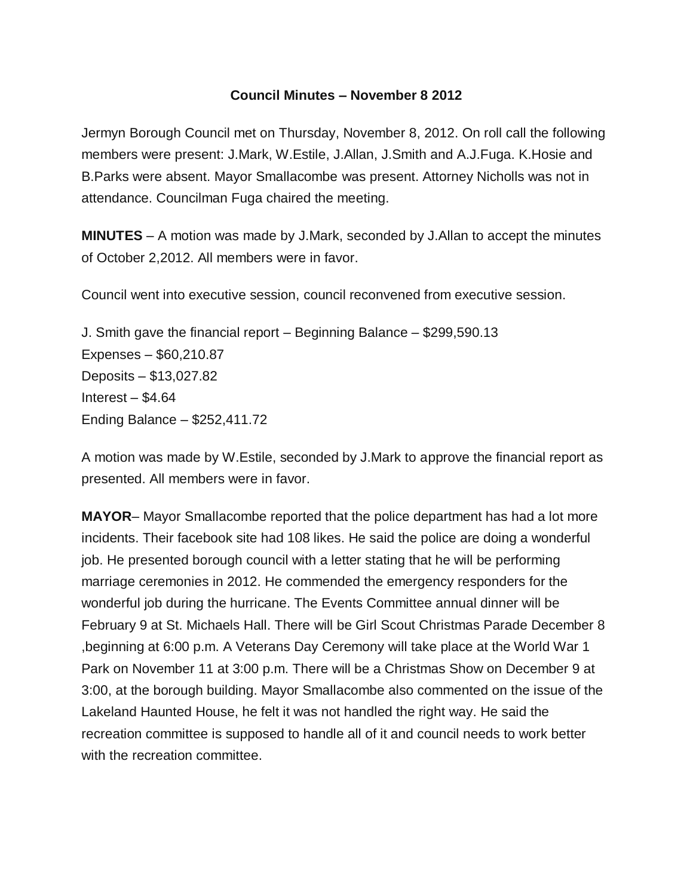# Council Minutes – November 8 2012

Jermyn Borough Council met on Thursday, November 8, 2012. On roll call the following members were present: J.Mark, W.Estile, J.Allan, J.Smith and A.J.Fuga. K.Hosie and B.Parks were absent. Mayor Smallacombe was present. Attorney Nicholls was not in attendance. Councilman Fuga chaired the meeting.

**MINUTES** – A motion was made by J.Mark, seconded by J.Allan to accept the minutes of October 2,2012. All members were in favor.

Council went into executive session, council reconvened from executive session.

J. Smith gave the financial report – Beginning Balance – $299,590.13
Expenses – $60,210.87
Deposits – $13,027.82
Interest – $4.64
Ending Balance – $252,411.72

A motion was made by W.Estile, seconded by J.Mark to approve the financial report as presented. All members were in favor.

**MAYOR**– Mayor Smallacombe reported that the police department has had a lot more incidents. Their facebook site had 108 likes. He said the police are doing a wonderful job. He presented borough council with a letter stating that he will be performing marriage ceremonies in 2012. He commended the emergency responders for the wonderful job during the hurricane. The Events Committee annual dinner will be February 9 at St. Michaels Hall. There will be Girl Scout Christmas Parade December 8 ,beginning at 6:00 p.m. A Veterans Day Ceremony will take place at the World War 1 Park on November 11 at 3:00 p.m. There will be a Christmas Show on December 9 at 3:00, at the borough building. Mayor Smallacombe also commented on the issue of the Lakeland Haunted House, he felt it was not handled the right way. He said the recreation committee is supposed to handle all of it and council needs to work better with the recreation committee.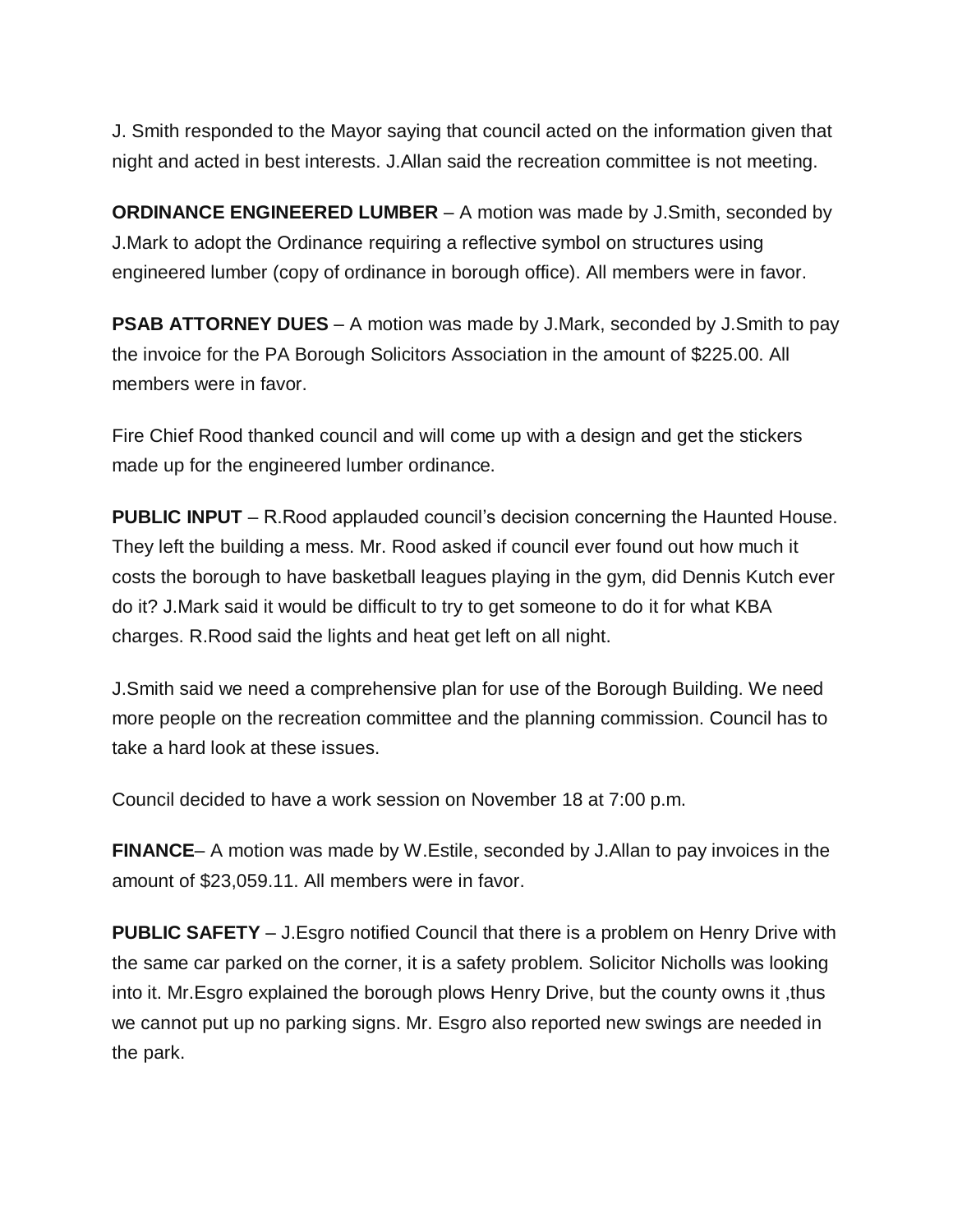J. Smith responded to the Mayor saying that council acted on the information given that night and acted in best interests. J.Allan said the recreation committee is not meeting.

**ORDINANCE ENGINEERED LUMBER** – A motion was made by J.Smith, seconded by J.Mark to adopt the Ordinance requiring a reflective symbol on structures using engineered lumber (copy of ordinance in borough office). All members were in favor.

**PSAB ATTORNEY DUES** – A motion was made by J.Mark, seconded by J.Smith to pay the invoice for the PA Borough Solicitors Association in the amount of $225.00. All members were in favor.

Fire Chief Rood thanked council and will come up with a design and get the stickers made up for the engineered lumber ordinance.

**PUBLIC INPUT** – R.Rood applauded council's decision concerning the Haunted House. They left the building a mess. Mr. Rood asked if council ever found out how much it costs the borough to have basketball leagues playing in the gym, did Dennis Kutch ever do it? J.Mark said it would be difficult to try to get someone to do it for what KBA charges. R.Rood said the lights and heat get left on all night.

J.Smith said we need a comprehensive plan for use of the Borough Building. We need more people on the recreation committee and the planning commission. Council has to take a hard look at these issues.

Council decided to have a work session on November 18 at 7:00 p.m.

**FINANCE**– A motion was made by W.Estile, seconded by J.Allan to pay invoices in the amount of $23,059.11. All members were in favor.

**PUBLIC SAFETY** – J.Esgro notified Council that there is a problem on Henry Drive with the same car parked on the corner, it is a safety problem. Solicitor Nicholls was looking into it. Mr.Esgro explained the borough plows Henry Drive, but the county owns it ,thus we cannot put up no parking signs. Mr. Esgro also reported new swings are needed in the park.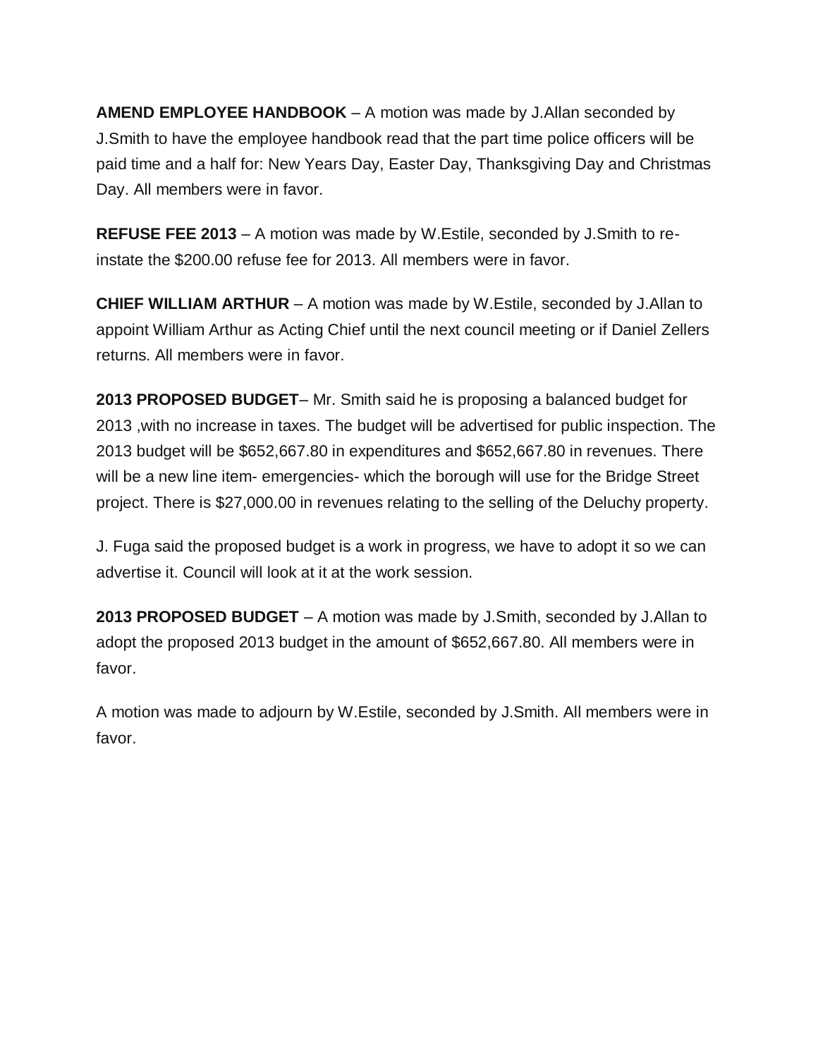**AMEND EMPLOYEE HANDBOOK** – A motion was made by J.Allan seconded by J.Smith to have the employee handbook read that the part time police officers will be paid time and a half for: New Years Day, Easter Day, Thanksgiving Day and Christmas Day. All members were in favor.

**REFUSE FEE 2013** – A motion was made by W.Estile, seconded by J.Smith to re-instate the $200.00 refuse fee for 2013. All members were in favor.

**CHIEF WILLIAM ARTHUR** – A motion was made by W.Estile, seconded by J.Allan to appoint William Arthur as Acting Chief until the next council meeting or if Daniel Zellers returns. All members were in favor.

**2013 PROPOSED BUDGET**– Mr. Smith said he is proposing a balanced budget for 2013 ,with no increase in taxes. The budget will be advertised for public inspection. The 2013 budget will be $652,667.80 in expenditures and $652,667.80 in revenues. There will be a new line item- emergencies- which the borough will use for the Bridge Street project. There is $27,000.00 in revenues relating to the selling of the Deluchy property.

J. Fuga said the proposed budget is a work in progress, we have to adopt it so we can advertise it. Council will look at it at the work session.

**2013 PROPOSED BUDGET** – A motion was made by J.Smith, seconded by J.Allan to adopt the proposed 2013 budget in the amount of $652,667.80. All members were in favor.

A motion was made to adjourn by W.Estile, seconded by J.Smith. All members were in favor.